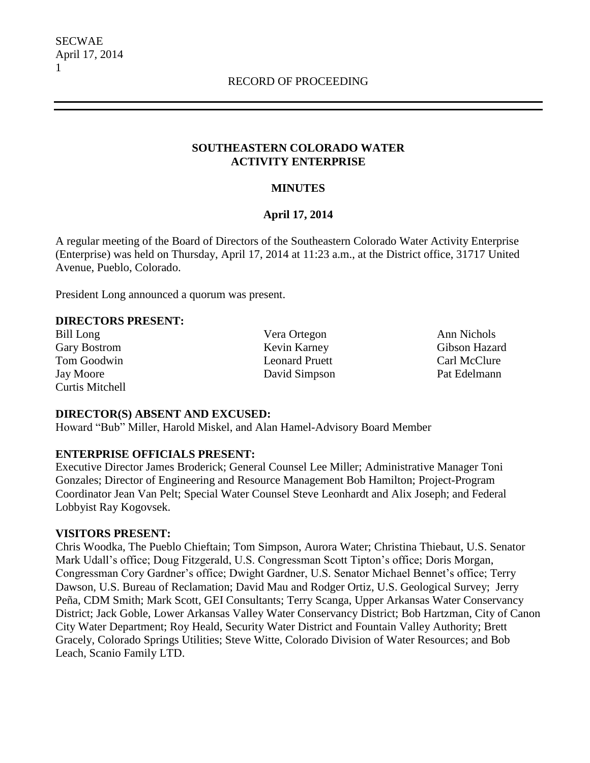RECORD OF PROCEEDING

## SOUTHEASTERN COLORADO WATER ACTIVITY ENTERPRISE

### MINUTES

### April 17, 2014

A regular meeting of the Board of Directors of the Southeastern Colorado Water Activity Enterprise (Enterprise) was held on Thursday, April 17, 2014 at 11:23 a.m., at the District office, 31717 United Avenue, Pueblo, Colorado.

President Long announced a quorum was present.

**DIRECTORS PRESENT:**

Bill Long
Gary Bostrom
Tom Goodwin
Jay Moore
Curtis Mitchell
Vera Ortegon
Kevin Karney
Leonard Pruett
David Simpson
Ann Nichols
Gibson Hazard
Carl McClure
Pat Edelmann

**DIRECTOR(S) ABSENT AND EXCUSED:**

Howard "Bub" Miller, Harold Miskel, and Alan Hamel-Advisory Board Member

**ENTERPRISE OFFICIALS PRESENT:**

Executive Director James Broderick; General Counsel Lee Miller; Administrative Manager Toni Gonzales; Director of Engineering and Resource Management Bob Hamilton; Project-Program Coordinator Jean Van Pelt; Special Water Counsel Steve Leonhardt and Alix Joseph; and Federal Lobbyist Ray Kogovsek.

**VISITORS PRESENT:**

Chris Woodka, The Pueblo Chieftain; Tom Simpson, Aurora Water; Christina Thiebaut, U.S. Senator Mark Udall's office; Doug Fitzgerald, U.S. Congressman Scott Tipton's office; Doris Morgan, Congressman Cory Gardner's office; Dwight Gardner, U.S. Senator Michael Bennet's office; Terry Dawson, U.S. Bureau of Reclamation; David Mau and Rodger Ortiz, U.S. Geological Survey; Jerry Peña, CDM Smith; Mark Scott, GEI Consultants; Terry Scanga, Upper Arkansas Water Conservancy District; Jack Goble, Lower Arkansas Valley Water Conservancy District; Bob Hartzman, City of Canon City Water Department; Roy Heald, Security Water District and Fountain Valley Authority; Brett Gracely, Colorado Springs Utilities; Steve Witte, Colorado Division of Water Resources; and Bob Leach, Scanio Family LTD.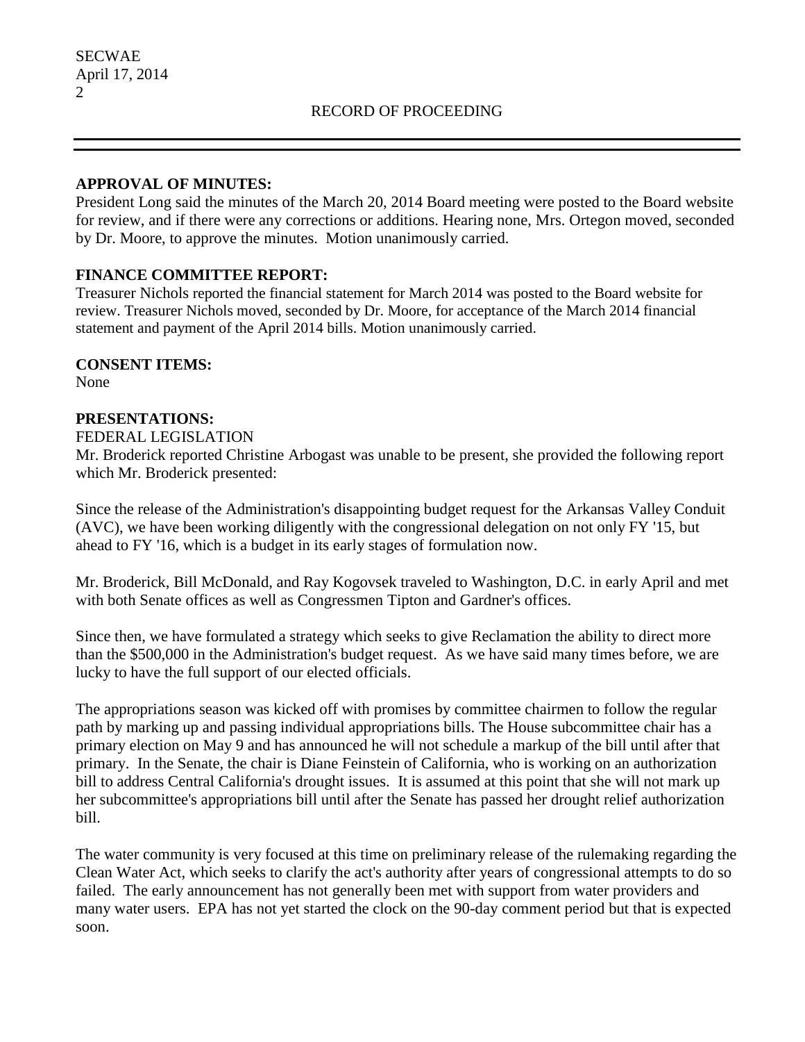RECORD OF PROCEEDING

**APPROVAL OF MINUTES:**

President Long said the minutes of the March 20, 2014 Board meeting were posted to the Board website for review, and if there were any corrections or additions. Hearing none, Mrs. Ortegon moved, seconded by Dr. Moore, to approve the minutes. Motion unanimously carried.

**FINANCE COMMITTEE REPORT:**

Treasurer Nichols reported the financial statement for March 2014 was posted to the Board website for review. Treasurer Nichols moved, seconded by Dr. Moore, for acceptance of the March 2014 financial statement and payment of the April 2014 bills. Motion unanimously carried.

**CONSENT ITEMS:**

None

**PRESENTATIONS:**

FEDERAL LEGISLATION

Mr. Broderick reported Christine Arbogast was unable to be present, she provided the following report which Mr. Broderick presented:

Since the release of the Administration's disappointing budget request for the Arkansas Valley Conduit (AVC), we have been working diligently with the congressional delegation on not only FY '15, but ahead to FY '16, which is a budget in its early stages of formulation now.

Mr. Broderick, Bill McDonald, and Ray Kogovsek traveled to Washington, D.C. in early April and met with both Senate offices as well as Congressmen Tipton and Gardner's offices.

Since then, we have formulated a strategy which seeks to give Reclamation the ability to direct more than the $500,000 in the Administration's budget request. As we have said many times before, we are lucky to have the full support of our elected officials.

The appropriations season was kicked off with promises by committee chairmen to follow the regular path by marking up and passing individual appropriations bills. The House subcommittee chair has a primary election on May 9 and has announced he will not schedule a markup of the bill until after that primary. In the Senate, the chair is Diane Feinstein of California, who is working on an authorization bill to address Central California's drought issues. It is assumed at this point that she will not mark up her subcommittee's appropriations bill until after the Senate has passed her drought relief authorization bill.

The water community is very focused at this time on preliminary release of the rulemaking regarding the Clean Water Act, which seeks to clarify the act's authority after years of congressional attempts to do so failed. The early announcement has not generally been met with support from water providers and many water users. EPA has not yet started the clock on the 90-day comment period but that is expected soon.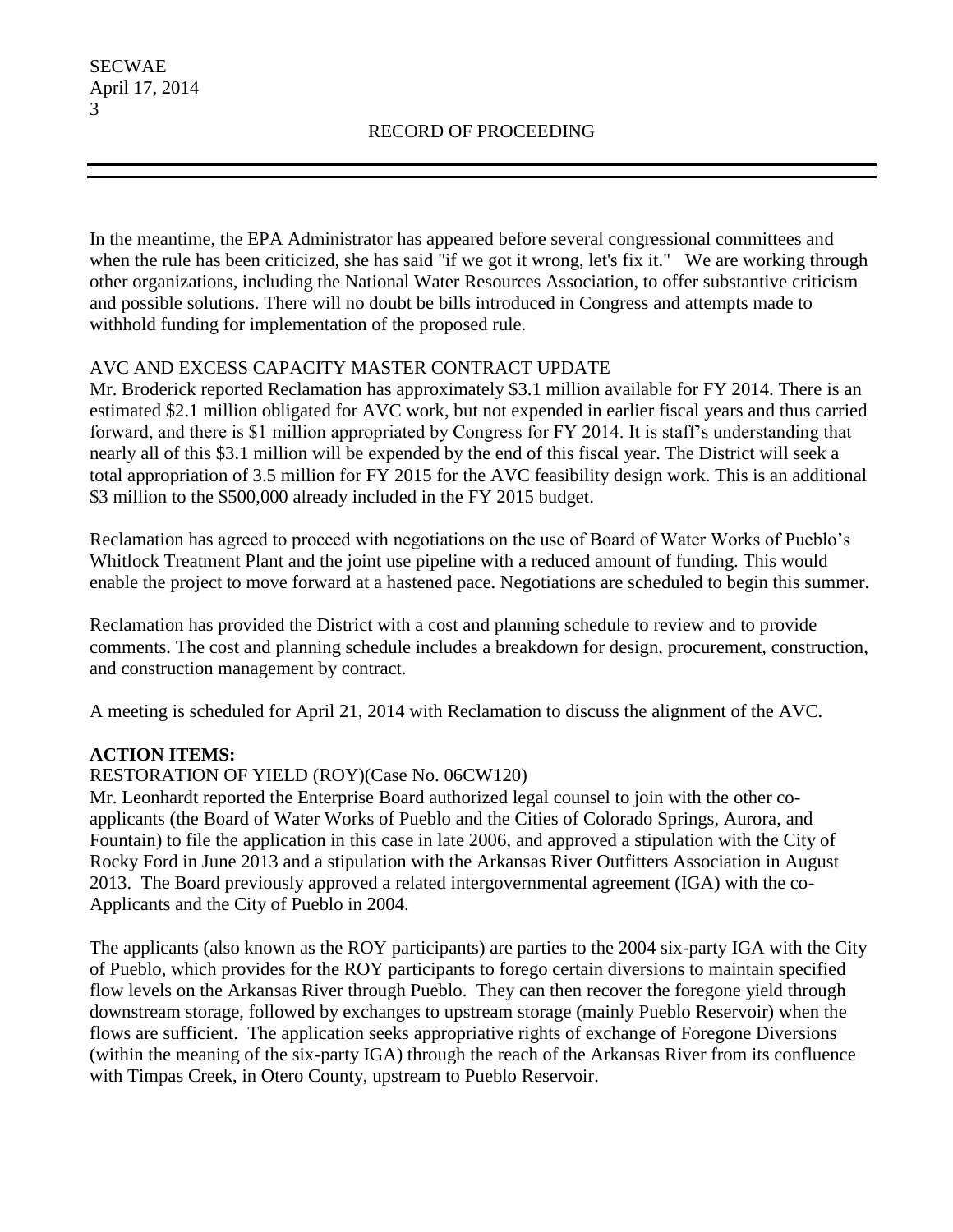In the meantime, the EPA Administrator has appeared before several congressional committees and when the rule has been criticized, she has said "if we got it wrong, let's fix it." We are working through other organizations, including the National Water Resources Association, to offer substantive criticism and possible solutions. There will no doubt be bills introduced in Congress and attempts made to withhold funding for implementation of the proposed rule.

AVC AND EXCESS CAPACITY MASTER CONTRACT UPDATE

Mr. Broderick reported Reclamation has approximately $3.1 million available for FY 2014. There is an estimated $2.1 million obligated for AVC work, but not expended in earlier fiscal years and thus carried forward, and there is $1 million appropriated by Congress for FY 2014. It is staff's understanding that nearly all of this $3.1 million will be expended by the end of this fiscal year. The District will seek a total appropriation of 3.5 million for FY 2015 for the AVC feasibility design work. This is an additional $3 million to the $500,000 already included in the FY 2015 budget.

Reclamation has agreed to proceed with negotiations on the use of Board of Water Works of Pueblo's Whitlock Treatment Plant and the joint use pipeline with a reduced amount of funding. This would enable the project to move forward at a hastened pace. Negotiations are scheduled to begin this summer.

Reclamation has provided the District with a cost and planning schedule to review and to provide comments. The cost and planning schedule includes a breakdown for design, procurement, construction, and construction management by contract.

A meeting is scheduled for April 21, 2014 with Reclamation to discuss the alignment of the AVC.

**ACTION ITEMS:**

RESTORATION OF YIELD (ROY)(Case No. 06CW120)

Mr. Leonhardt reported the Enterprise Board authorized legal counsel to join with the other co-applicants (the Board of Water Works of Pueblo and the Cities of Colorado Springs, Aurora, and Fountain) to file the application in this case in late 2006, and approved a stipulation with the City of Rocky Ford in June 2013 and a stipulation with the Arkansas River Outfitters Association in August 2013. The Board previously approved a related intergovernmental agreement (IGA) with the co-Applicants and the City of Pueblo in 2004.

The applicants (also known as the ROY participants) are parties to the 2004 six-party IGA with the City of Pueblo, which provides for the ROY participants to forego certain diversions to maintain specified flow levels on the Arkansas River through Pueblo. They can then recover the foregone yield through downstream storage, followed by exchanges to upstream storage (mainly Pueblo Reservoir) when the flows are sufficient. The application seeks appropriative rights of exchange of Foregone Diversions (within the meaning of the six-party IGA) through the reach of the Arkansas River from its confluence with Timpas Creek, in Otero County, upstream to Pueblo Reservoir.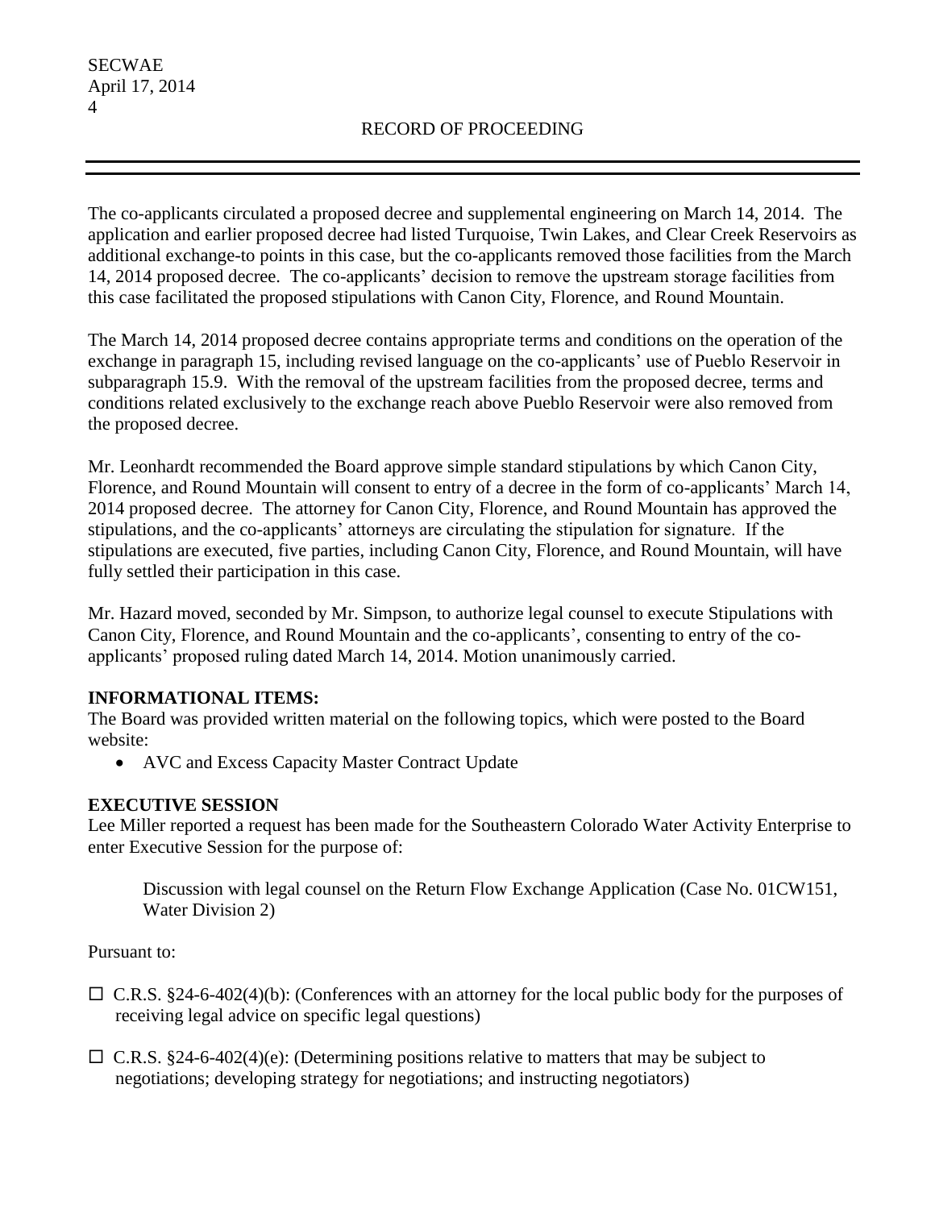The co-applicants circulated a proposed decree and supplemental engineering on March 14, 2014. The application and earlier proposed decree had listed Turquoise, Twin Lakes, and Clear Creek Reservoirs as additional exchange-to points in this case, but the co-applicants removed those facilities from the March 14, 2014 proposed decree. The co-applicants' decision to remove the upstream storage facilities from this case facilitated the proposed stipulations with Canon City, Florence, and Round Mountain.

The March 14, 2014 proposed decree contains appropriate terms and conditions on the operation of the exchange in paragraph 15, including revised language on the co-applicants' use of Pueblo Reservoir in subparagraph 15.9. With the removal of the upstream facilities from the proposed decree, terms and conditions related exclusively to the exchange reach above Pueblo Reservoir were also removed from the proposed decree.

Mr. Leonhardt recommended the Board approve simple standard stipulations by which Canon City, Florence, and Round Mountain will consent to entry of a decree in the form of co-applicants' March 14, 2014 proposed decree. The attorney for Canon City, Florence, and Round Mountain has approved the stipulations, and the co-applicants' attorneys are circulating the stipulation for signature. If the stipulations are executed, five parties, including Canon City, Florence, and Round Mountain, will have fully settled their participation in this case.

Mr. Hazard moved, seconded by Mr. Simpson, to authorize legal counsel to execute Stipulations with Canon City, Florence, and Round Mountain and the co-applicants', consenting to entry of the co-applicants' proposed ruling dated March 14, 2014. Motion unanimously carried.

**INFORMATIONAL ITEMS:**

The Board was provided written material on the following topics, which were posted to the Board website:

- AVC and Excess Capacity Master Contract Update

**EXECUTIVE SESSION**

Lee Miller reported a request has been made for the Southeastern Colorado Water Activity Enterprise to enter Executive Session for the purpose of:

> Discussion with legal counsel on the Return Flow Exchange Application (Case No. 01CW151, Water Division 2)

Pursuant to:

- ☐ C.R.S. §24-6-402(4)(b): (Conferences with an attorney for the local public body for the purposes of receiving legal advice on specific legal questions)
- ☐ C.R.S. §24-6-402(4)(e): (Determining positions relative to matters that may be subject to negotiations; developing strategy for negotiations; and instructing negotiators)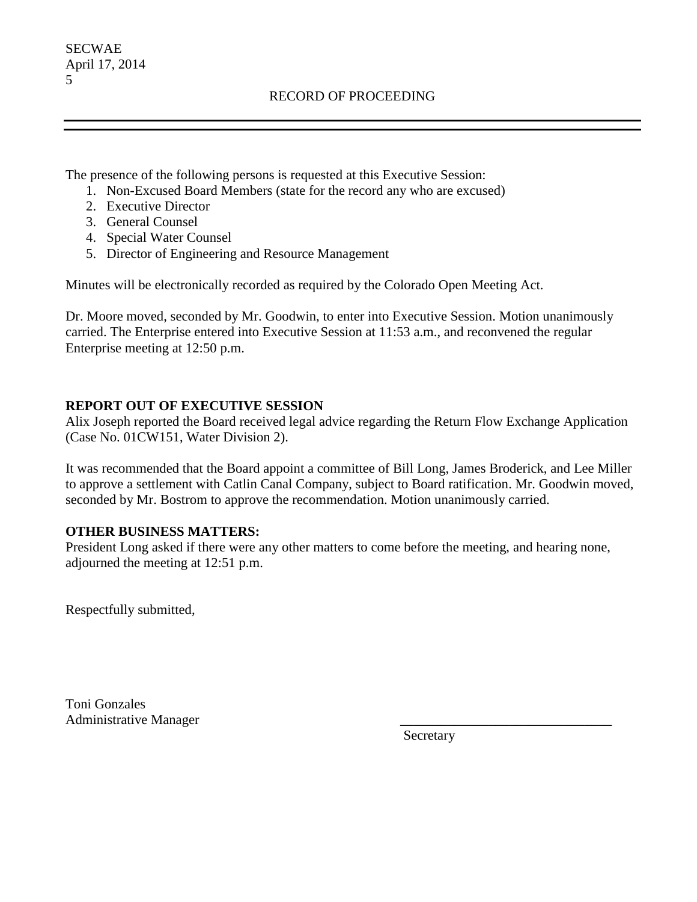The presence of the following persons is requested at this Executive Session:

1. Non-Excused Board Members (state for the record any who are excused)
2. Executive Director
3. General Counsel
4. Special Water Counsel
5. Director of Engineering and Resource Management

Minutes will be electronically recorded as required by the Colorado Open Meeting Act.

Dr. Moore moved, seconded by Mr. Goodwin, to enter into Executive Session. Motion unanimously carried. The Enterprise entered into Executive Session at 11:53 a.m., and reconvened the regular Enterprise meeting at 12:50 p.m.

**REPORT OUT OF EXECUTIVE SESSION**

Alix Joseph reported the Board received legal advice regarding the Return Flow Exchange Application (Case No. 01CW151, Water Division 2).

It was recommended that the Board appoint a committee of Bill Long, James Broderick, and Lee Miller to approve a settlement with Catlin Canal Company, subject to Board ratification. Mr. Goodwin moved, seconded by Mr. Bostrom to approve the recommendation. Motion unanimously carried.

**OTHER BUSINESS MATTERS:**

President Long asked if there were any other matters to come before the meeting, and hearing none, adjourned the meeting at 12:51 p.m.

Respectfully submitted,

Toni Gonzales
Administrative Manager

\_\_\_\_\_\_\_\_\_\_\_\_\_\_\_\_\_\_\_\_\_\_\_\_\_\_\_\_\_\_\_\_
Secretary